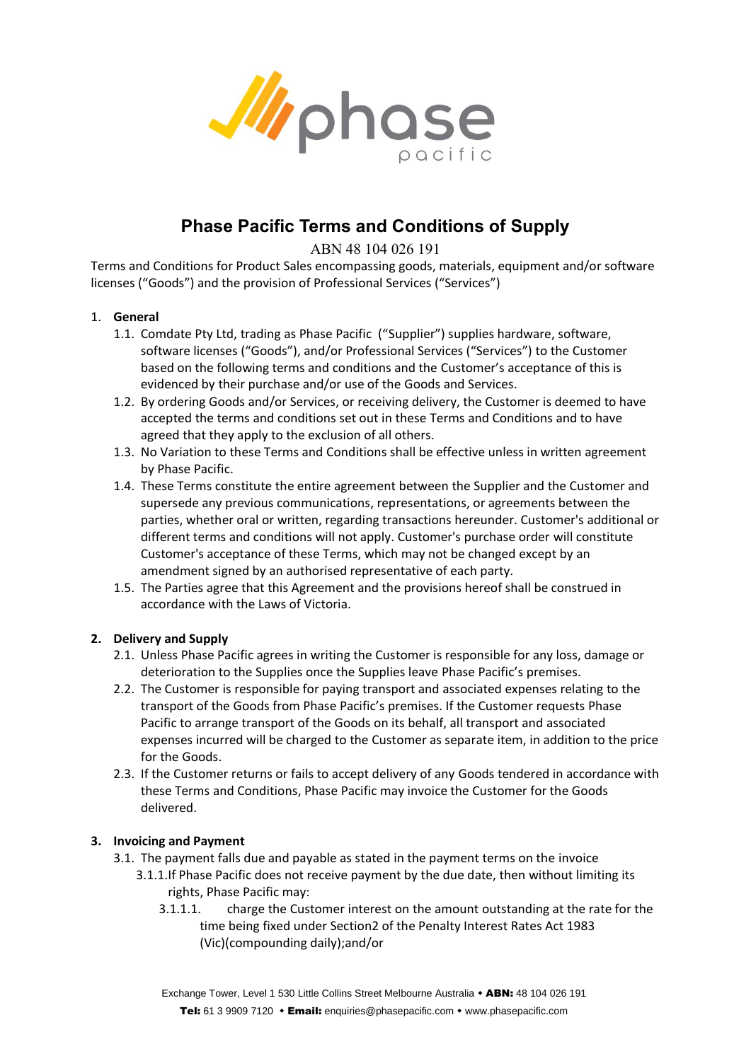# Phase Pacific Terms and Conditions of Supply

ABN 48 104 026 191

Terms and Conditions for Product Sales encompassing goods, materials, equipment and/or software licenses ("Goods") and the provision of Professional Services ("Services")

1. **General**
   1.1. Comdate Pty Ltd, trading as Phase Pacific ("Supplier") supplies hardware, software, software licenses ("Goods"), and/or Professional Services ("Services") to the Customer based on the following terms and conditions and the Customer's acceptance of this is evidenced by their purchase and/or use of the Goods and Services.
   1.2. By ordering Goods and/or Services, or receiving delivery, the Customer is deemed to have accepted the terms and conditions set out in these Terms and Conditions and to have agreed that they apply to the exclusion of all others.
   1.3. No Variation to these Terms and Conditions shall be effective unless in written agreement by Phase Pacific.
   1.4. These Terms constitute the entire agreement between the Supplier and the Customer and supersede any previous communications, representations, or agreements between the parties, whether oral or written, regarding transactions hereunder. Customer's additional or different terms and conditions will not apply. Customer's purchase order will constitute Customer's acceptance of these Terms, which may not be changed except by an amendment signed by an authorised representative of each party.
   1.5. The Parties agree that this Agreement and the provisions hereof shall be construed in accordance with the Laws of Victoria.

2. **Delivery and Supply**
   2.1. Unless Phase Pacific agrees in writing the Customer is responsible for any loss, damage or deterioration to the Supplies once the Supplies leave Phase Pacific's premises.
   2.2. The Customer is responsible for paying transport and associated expenses relating to the transport of the Goods from Phase Pacific's premises. If the Customer requests Phase Pacific to arrange transport of the Goods on its behalf, all transport and associated expenses incurred will be charged to the Customer as separate item, in addition to the price for the Goods.
   2.3. If the Customer returns or fails to accept delivery of any Goods tendered in accordance with these Terms and Conditions, Phase Pacific may invoice the Customer for the Goods delivered.

3. **Invoicing and Payment**
   3.1. The payment falls due and payable as stated in the payment terms on the invoice
      3.1.1. If Phase Pacific does not receive payment by the due date, then without limiting its rights, Phase Pacific may:
         3.1.1.1. charge the Customer interest on the amount outstanding at the rate for the time being fixed under Section2 of the Penalty Interest Rates Act 1983 (Vic)(compounding daily);and/or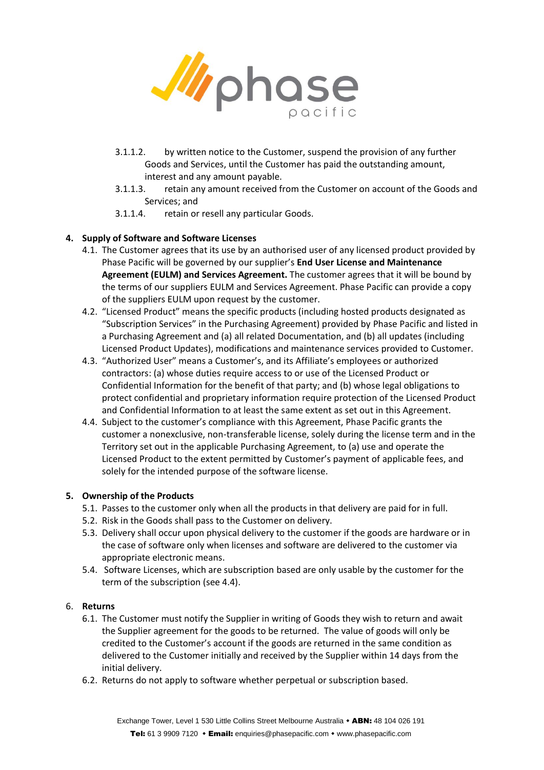3.1.1.2. by written notice to the Customer, suspend the provision of any further Goods and Services, until the Customer has paid the outstanding amount, interest and any amount payable.

3.1.1.3. retain any amount received from the Customer on account of the Goods and Services; and

3.1.1.4. retain or resell any particular Goods.

## 4. Supply of Software and Software Licenses

4.1. The Customer agrees that its use by an authorised user of any licensed product provided by Phase Pacific will be governed by our supplier's **End User License and Maintenance Agreement (EULM) and Services Agreement.** The customer agrees that it will be bound by the terms of our suppliers EULM and Services Agreement. Phase Pacific can provide a copy of the suppliers EULM upon request by the customer.

4.2. "Licensed Product" means the specific products (including hosted products designated as "Subscription Services" in the Purchasing Agreement) provided by Phase Pacific and listed in a Purchasing Agreement and (a) all related Documentation, and (b) all updates (including Licensed Product Updates), modifications and maintenance services provided to Customer.

4.3. "Authorized User" means a Customer's, and its Affiliate's employees or authorized contractors: (a) whose duties require access to or use of the Licensed Product or Confidential Information for the benefit of that party; and (b) whose legal obligations to protect confidential and proprietary information require protection of the Licensed Product and Confidential Information to at least the same extent as set out in this Agreement.

4.4. Subject to the customer's compliance with this Agreement, Phase Pacific grants the customer a nonexclusive, non-transferable license, solely during the license term and in the Territory set out in the applicable Purchasing Agreement, to (a) use and operate the Licensed Product to the extent permitted by Customer's payment of applicable fees, and solely for the intended purpose of the software license.

## 5. Ownership of the Products

5.1. Passes to the customer only when all the products in that delivery are paid for in full.

5.2. Risk in the Goods shall pass to the Customer on delivery.

5.3. Delivery shall occur upon physical delivery to the customer if the goods are hardware or in the case of software only when licenses and software are delivered to the customer via appropriate electronic means.

5.4. Software Licenses, which are subscription based are only usable by the customer for the term of the subscription (see 4.4).

## 6. Returns

6.1. The Customer must notify the Supplier in writing of Goods they wish to return and await the Supplier agreement for the goods to be returned. The value of goods will only be credited to the Customer's account if the goods are returned in the same condition as delivered to the Customer initially and received by the Supplier within 14 days from the initial delivery.

6.2. Returns do not apply to software whether perpetual or subscription based.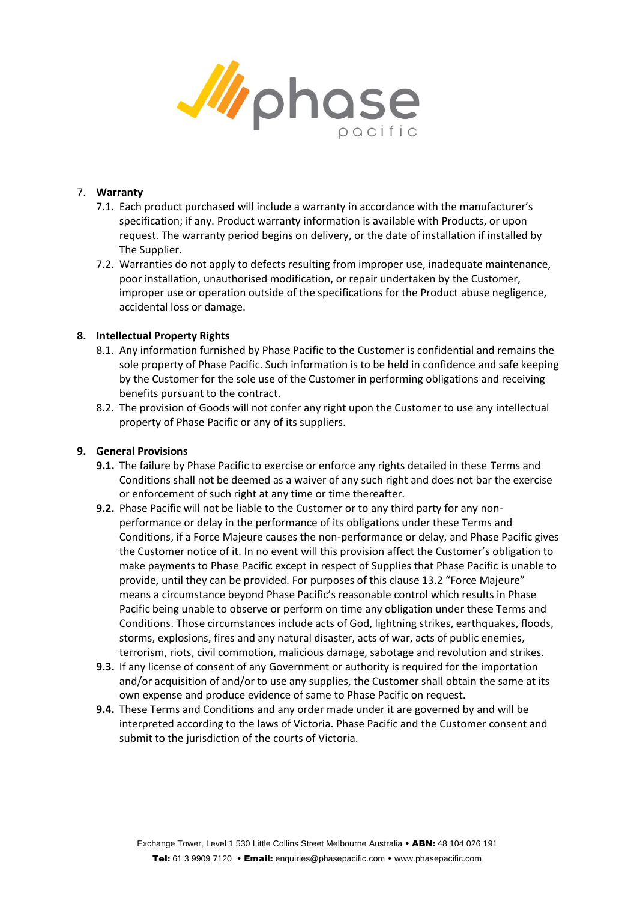7. **Warranty**
   - 7.1. Each product purchased will include a warranty in accordance with the manufacturer's specification; if any. Product warranty information is available with Products, or upon request. The warranty period begins on delivery, or the date of installation if installed by The Supplier.
   - 7.2. Warranties do not apply to defects resulting from improper use, inadequate maintenance, poor installation, unauthorised modification, or repair undertaken by the Customer, improper use or operation outside of the specifications for the Product abuse negligence, accidental loss or damage.

8. **Intellectual Property Rights**
   - 8.1. Any information furnished by Phase Pacific to the Customer is confidential and remains the sole property of Phase Pacific. Such information is to be held in confidence and safe keeping by the Customer for the sole use of the Customer in performing obligations and receiving benefits pursuant to the contract.
   - 8.2. The provision of Goods will not confer any right upon the Customer to use any intellectual property of Phase Pacific or any of its suppliers.

9. **General Provisions**
   - **9.1.** The failure by Phase Pacific to exercise or enforce any rights detailed in these Terms and Conditions shall not be deemed as a waiver of any such right and does not bar the exercise or enforcement of such right at any time or time thereafter.
   - **9.2.** Phase Pacific will not be liable to the Customer or to any third party for any non-performance or delay in the performance of its obligations under these Terms and Conditions, if a Force Majeure causes the non-performance or delay, and Phase Pacific gives the Customer notice of it. In no event will this provision affect the Customer's obligation to make payments to Phase Pacific except in respect of Supplies that Phase Pacific is unable to provide, until they can be provided. For purposes of this clause 13.2 "Force Majeure" means a circumstance beyond Phase Pacific's reasonable control which results in Phase Pacific being unable to observe or perform on time any obligation under these Terms and Conditions. Those circumstances include acts of God, lightning strikes, earthquakes, floods, storms, explosions, fires and any natural disaster, acts of war, acts of public enemies, terrorism, riots, civil commotion, malicious damage, sabotage and revolution and strikes.
   - **9.3.** If any license of consent of any Government or authority is required for the importation and/or acquisition of and/or to use any supplies, the Customer shall obtain the same at its own expense and produce evidence of same to Phase Pacific on request.
   - **9.4.** These Terms and Conditions and any order made under it are governed by and will be interpreted according to the laws of Victoria. Phase Pacific and the Customer consent and submit to the jurisdiction of the courts of Victoria.